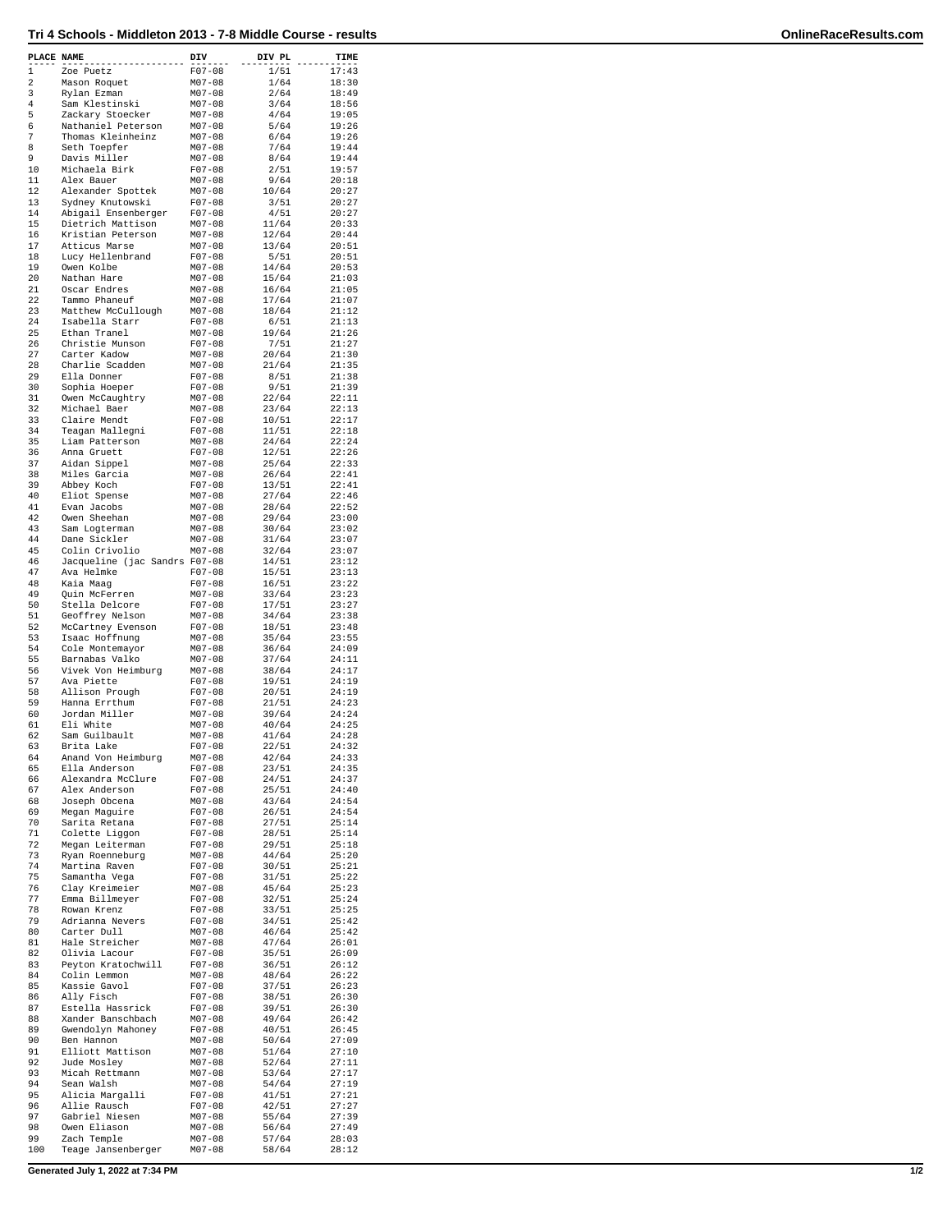# Tri 4 Schools - Middleton 2013 - 7-8 Middle Course - results

| PLACE | NAME | DIV | DIV PL | TIME |
|---|---|---|---|---|
| 1 | Zoe Puetz | F07-08 | 1/51 | 17:43 |
| 2 | Mason Roquet | M07-08 | 1/64 | 18:30 |
| 3 | Rylan Ezman | M07-08 | 2/64 | 18:49 |
| 4 | Sam Klestinski | M07-08 | 3/64 | 18:56 |
| 5 | Zackary Stoecker | M07-08 | 4/64 | 19:05 |
| 6 | Nathaniel Peterson | M07-08 | 5/64 | 19:26 |
| 7 | Thomas Kleinheinz | M07-08 | 6/64 | 19:26 |
| 8 | Seth Toepfer | M07-08 | 7/64 | 19:44 |
| 9 | Davis Miller | M07-08 | 8/64 | 19:44 |
| 10 | Michaela Birk | F07-08 | 2/51 | 19:57 |
| 11 | Alex Bauer | M07-08 | 9/64 | 20:18 |
| 12 | Alexander Spottek | M07-08 | 10/64 | 20:27 |
| 13 | Sydney Knutowski | F07-08 | 3/51 | 20:27 |
| 14 | Abigail Ensenberger | F07-08 | 4/51 | 20:27 |
| 15 | Dietrich Mattison | M07-08 | 11/64 | 20:33 |
| 16 | Kristian Peterson | M07-08 | 12/64 | 20:44 |
| 17 | Atticus Marse | M07-08 | 13/64 | 20:51 |
| 18 | Lucy Hellenbrand | F07-08 | 5/51 | 20:51 |
| 19 | Owen Kolbe | M07-08 | 14/64 | 20:53 |
| 20 | Nathan Hare | M07-08 | 15/64 | 21:03 |
| 21 | Oscar Endres | M07-08 | 16/64 | 21:05 |
| 22 | Tammo Phaneuf | M07-08 | 17/64 | 21:07 |
| 23 | Matthew McCullough | M07-08 | 18/64 | 21:12 |
| 24 | Isabella Starr | F07-08 | 6/51 | 21:13 |
| 25 | Ethan Tranel | M07-08 | 19/64 | 21:26 |
| 26 | Christie Munson | F07-08 | 7/51 | 21:27 |
| 27 | Carter Kadow | M07-08 | 20/64 | 21:30 |
| 28 | Charlie Scadden | M07-08 | 21/64 | 21:35 |
| 29 | Ella Donner | F07-08 | 8/51 | 21:38 |
| 30 | Sophia Hoeper | F07-08 | 9/51 | 21:39 |
| 31 | Owen McCaughtry | M07-08 | 22/64 | 22:11 |
| 32 | Michael Baer | M07-08 | 23/64 | 22:13 |
| 33 | Claire Mendt | F07-08 | 10/51 | 22:17 |
| 34 | Teagan Mallegni | F07-08 | 11/51 | 22:18 |
| 35 | Liam Patterson | M07-08 | 24/64 | 22:24 |
| 36 | Anna Gruett | F07-08 | 12/51 | 22:26 |
| 37 | Aidan Sippel | M07-08 | 25/64 | 22:33 |
| 38 | Miles Garcia | M07-08 | 26/64 | 22:41 |
| 39 | Abbey Koch | F07-08 | 13/51 | 22:41 |
| 40 | Eliot Spense | M07-08 | 27/64 | 22:46 |
| 41 | Evan Jacobs | M07-08 | 28/64 | 22:52 |
| 42 | Owen Sheehan | M07-08 | 29/64 | 23:00 |
| 43 | Sam Logterman | M07-08 | 30/64 | 23:02 |
| 44 | Dane Sickler | M07-08 | 31/64 | 23:07 |
| 45 | Colin Crivolio | M07-08 | 32/64 | 23:07 |
| 46 | Jacqueline (jac Sandrs | F07-08 | 14/51 | 23:12 |
| 47 | Ava Helmke | F07-08 | 15/51 | 23:13 |
| 48 | Kaia Maag | F07-08 | 16/51 | 23:22 |
| 49 | Quin McFerren | M07-08 | 33/64 | 23:23 |
| 50 | Stella Delcore | F07-08 | 17/51 | 23:27 |
| 51 | Geoffrey Nelson | M07-08 | 34/64 | 23:38 |
| 52 | McCartney Evenson | F07-08 | 18/51 | 23:48 |
| 53 | Isaac Hoffnung | M07-08 | 35/64 | 23:55 |
| 54 | Cole Montemayor | M07-08 | 36/64 | 24:09 |
| 55 | Barnabas Valko | M07-08 | 37/64 | 24:11 |
| 56 | Vivek Von Heimburg | M07-08 | 38/64 | 24:17 |
| 57 | Ava Piette | F07-08 | 19/51 | 24:19 |
| 58 | Allison Prough | F07-08 | 20/51 | 24:19 |
| 59 | Hanna Errthum | F07-08 | 21/51 | 24:23 |
| 60 | Jordan Miller | M07-08 | 39/64 | 24:24 |
| 61 | Eli White | M07-08 | 40/64 | 24:25 |
| 62 | Sam Guilbault | M07-08 | 41/64 | 24:28 |
| 63 | Brita Lake | F07-08 | 22/51 | 24:32 |
| 64 | Anand Von Heimburg | M07-08 | 42/64 | 24:33 |
| 65 | Ella Anderson | F07-08 | 23/51 | 24:35 |
| 66 | Alexandra McClure | F07-08 | 24/51 | 24:37 |
| 67 | Alex Anderson | F07-08 | 25/51 | 24:40 |
| 68 | Joseph Obcena | M07-08 | 43/64 | 24:54 |
| 69 | Megan Maguire | F07-08 | 26/51 | 24:54 |
| 70 | Sarita Retana | F07-08 | 27/51 | 25:14 |
| 71 | Colette Liggon | F07-08 | 28/51 | 25:14 |
| 72 | Megan Leiterman | F07-08 | 29/51 | 25:18 |
| 73 | Ryan Roenneburg | M07-08 | 44/64 | 25:20 |
| 74 | Martina Raven | F07-08 | 30/51 | 25:21 |
| 75 | Samantha Vega | F07-08 | 31/51 | 25:22 |
| 76 | Clay Kreimeier | M07-08 | 45/64 | 25:23 |
| 77 | Emma Billmeyer | F07-08 | 32/51 | 25:24 |
| 78 | Rowan Krenz | F07-08 | 33/51 | 25:25 |
| 79 | Adrianna Nevers | F07-08 | 34/51 | 25:42 |
| 80 | Carter Dull | M07-08 | 46/64 | 25:42 |
| 81 | Hale Streicher | M07-08 | 47/64 | 26:01 |
| 82 | Olivia Lacour | F07-08 | 35/51 | 26:09 |
| 83 | Peyton Kratochwill | F07-08 | 36/51 | 26:12 |
| 84 | Colin Lemmon | M07-08 | 48/64 | 26:22 |
| 85 | Kassie Gavol | F07-08 | 37/51 | 26:23 |
| 86 | Ally Fisch | F07-08 | 38/51 | 26:30 |
| 87 | Estella Hassrick | F07-08 | 39/51 | 26:30 |
| 88 | Xander Banschbach | M07-08 | 49/64 | 26:42 |
| 89 | Gwendolyn Mahoney | F07-08 | 40/51 | 26:45 |
| 90 | Ben Hannon | M07-08 | 50/64 | 27:09 |
| 91 | Elliott Mattison | M07-08 | 51/64 | 27:10 |
| 92 | Jude Mosley | M07-08 | 52/64 | 27:11 |
| 93 | Micah Rettmann | M07-08 | 53/64 | 27:17 |
| 94 | Sean Walsh | M07-08 | 54/64 | 27:19 |
| 95 | Alicia Margalli | F07-08 | 41/51 | 27:21 |
| 96 | Allie Rausch | F07-08 | 42/51 | 27:27 |
| 97 | Gabriel Niesen | M07-08 | 55/64 | 27:39 |
| 98 | Owen Eliason | M07-08 | 56/64 | 27:49 |
| 99 | Zach Temple | M07-08 | 57/64 | 28:03 |
| 100 | Teage Jansenberger | M07-08 | 58/64 | 28:12 |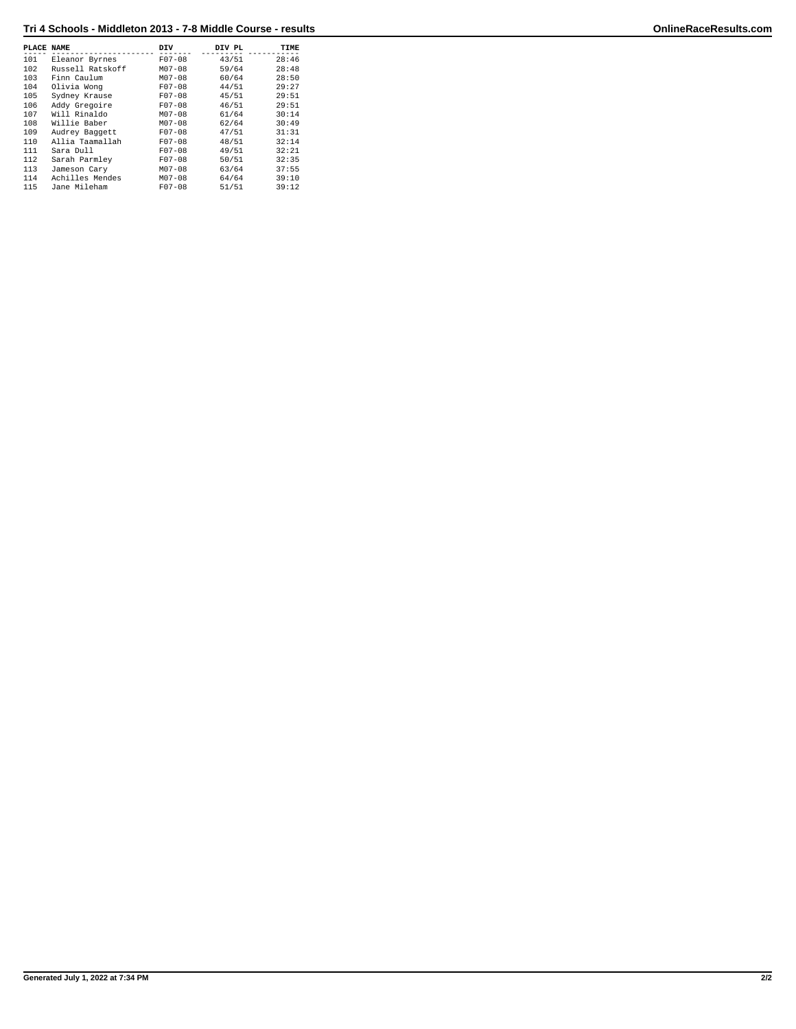| PLACE | NAME | DIV | DIV PL | TIME |
|---|---|---|---|---|
| 101 | Eleanor Byrnes | F07-08 | 43/51 | 28:46 |
| 102 | Russell Ratskoff | M07-08 | 59/64 | 28:48 |
| 103 | Finn Caulum | M07-08 | 60/64 | 28:50 |
| 104 | Olivia Wong | F07-08 | 44/51 | 29:27 |
| 105 | Sydney Krause | F07-08 | 45/51 | 29:51 |
| 106 | Addy Gregoire | F07-08 | 46/51 | 29:51 |
| 107 | Will Rinaldo | M07-08 | 61/64 | 30:14 |
| 108 | Willie Baber | M07-08 | 62/64 | 30:49 |
| 109 | Audrey Baggett | F07-08 | 47/51 | 31:31 |
| 110 | Allia Taamallah | F07-08 | 48/51 | 32:14 |
| 111 | Sara Dull | F07-08 | 49/51 | 32:21 |
| 112 | Sarah Parmley | F07-08 | 50/51 | 32:35 |
| 113 | Jameson Cary | M07-08 | 63/64 | 37:55 |
| 114 | Achilles Mendes | M07-08 | 64/64 | 39:10 |
| 115 | Jane Mileham | F07-08 | 51/51 | 39:12 |